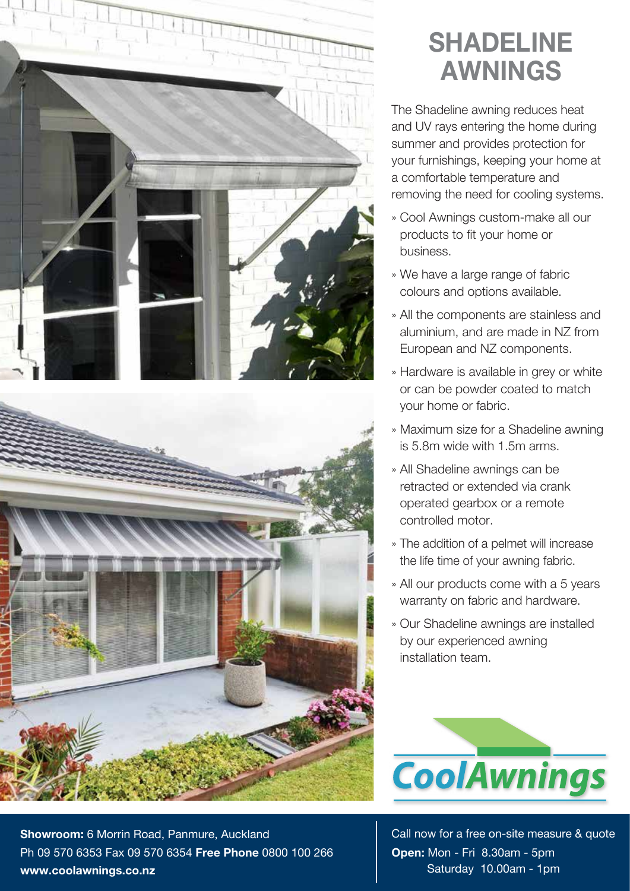# SHADELINE AWNINGS

The Shadeline awning reduces heat and UV rays entering the home during summer and provides protection for your furnishings, keeping your home at a comfortable temperature and removing the need for cooling systems.

- Cool Awnings custom-make all our products to fit your home or business.
- We have a large range of fabric colours and options available.
- All the components are stainless and aluminium, and are made in NZ from European and NZ components.
- Hardware is available in grey or white or can be powder coated to match your home or fabric.
- Maximum size for a Shadeline awning is 5.8m wide with 1.5m arms.
- All Shadeline awnings can be retracted or extended via crank operated gearbox or a remote controlled motor.
- The addition of a pelmet will increase the life time of your awning fabric.
- All our products come with a 5 years warranty on fabric and hardware.
- Our Shadeline awnings are installed by our experienced awning installation team.

CoolAwnings

**Showroom:** 6 Morrin Road, Panmure, Auckland
Ph 09 570 6353 Fax 09 570 6354 **Free Phone** 0800 100 266
**www.coolawnings.co.nz**

Call now for a free on-site measure & quote
**Open:** Mon - Fri 8.30am - 5pm
Saturday 10.00am - 1pm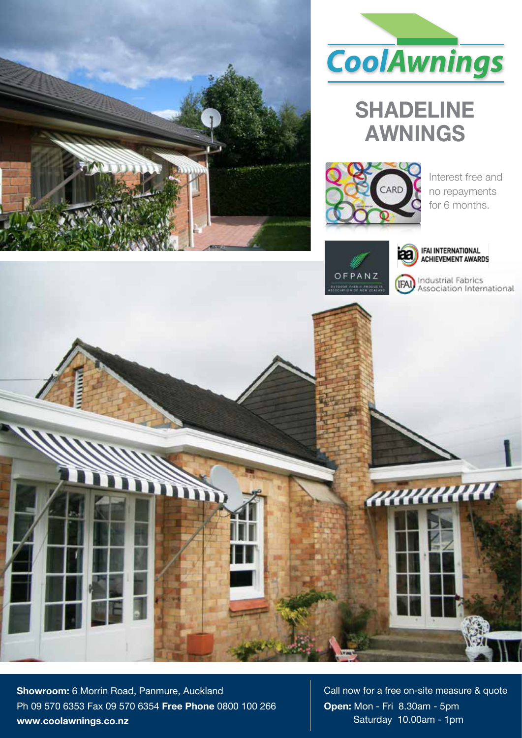CoolAwnings

# SHADELINE AWNINGS

Interest free and no repayments for 6 months.

OFPANZ

IFAI INTERNATIONAL ACHIEVEMENT AWARDS

Industrial Fabrics Association International

**Showroom:** 6 Morrin Road, Panmure, Auckland
Ph 09 570 6353 Fax 09 570 6354 **Free Phone** 0800 100 266
**www.coolawnings.co.nz**

Call now for a free on-site measure & quote
**Open:** Mon - Fri 8.30am - 5pm
Saturday 10.00am - 1pm